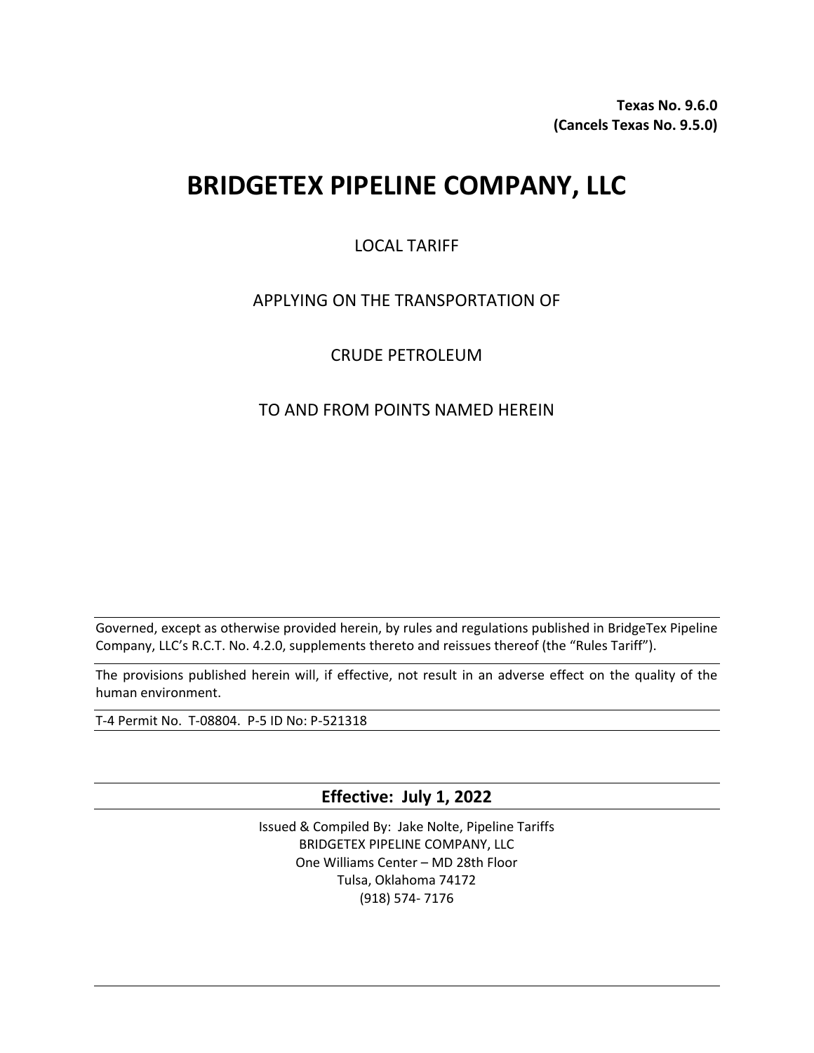**Texas No. 9.6.0**
**(Cancels Texas No. 9.5.0)**

# BRIDGETEX PIPELINE COMPANY, LLC

LOCAL TARIFF

APPLYING ON THE TRANSPORTATION OF

CRUDE PETROLEUM

TO AND FROM POINTS NAMED HEREIN

---

Governed, except as otherwise provided herein, by rules and regulations published in BridgeTex Pipeline Company, LLC's R.C.T. No. 4.2.0, supplements thereto and reissues thereof (the "Rules Tariff").

---

The provisions published herein will, if effective, not result in an adverse effect on the quality of the human environment.

---

T-4 Permit No. T-08804. P-5 ID No: P-521318

---

**Effective: July 1, 2022**

---

Issued & Compiled By: Jake Nolte, Pipeline Tariffs
BRIDGETEX PIPELINE COMPANY, LLC
One Williams Center – MD 28th Floor
Tulsa, Oklahoma 74172
(918) 574- 7176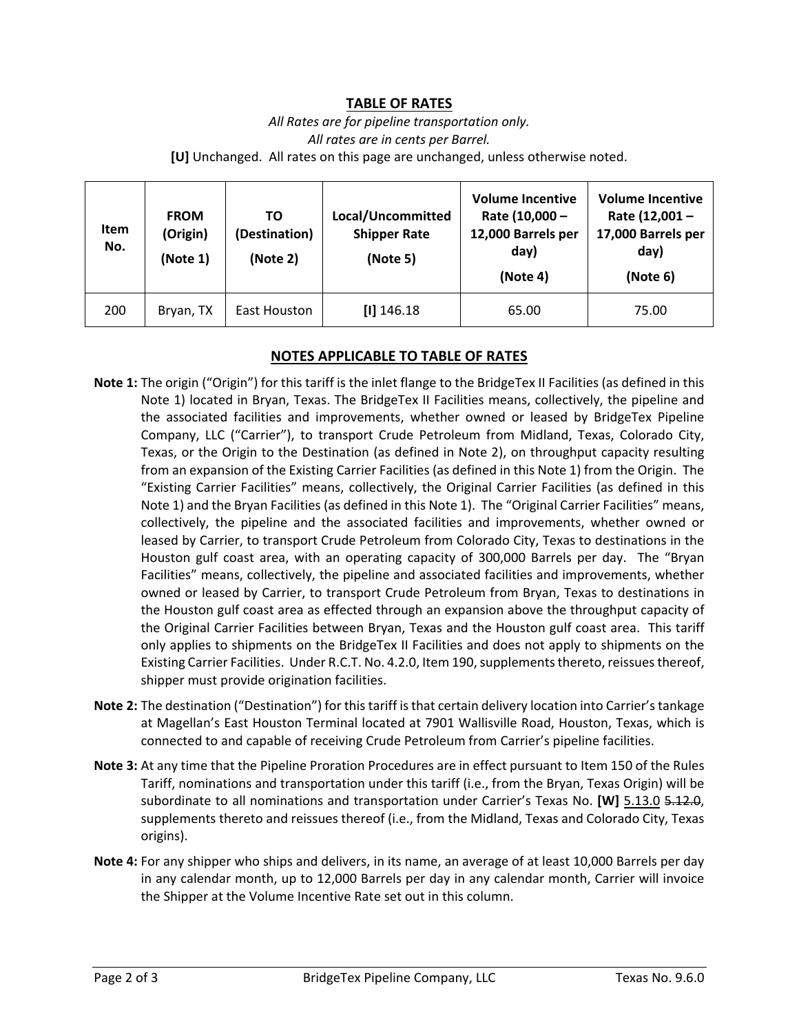## TABLE OF RATES

*All Rates are for pipeline transportation only.*

*All rates are in cents per Barrel.*

**[U]** Unchanged. All rates on this page are unchanged, unless otherwise noted.

| Item No. | FROM (Origin) (Note 1) | TO (Destination) (Note 2) | Local/Uncommitted Shipper Rate (Note 5) | Volume Incentive Rate (10,000 – 12,000 Barrels per day) (Note 4) | Volume Incentive Rate (12,001 – 17,000 Barrels per day) (Note 6) |
|---|---|---|---|---|---|
| 200 | Bryan, TX | East Houston | **[I]** 146.18 | 65.00 | 75.00 |

## NOTES APPLICABLE TO TABLE OF RATES

**Note 1:** The origin ("Origin") for this tariff is the inlet flange to the BridgeTex II Facilities (as defined in this Note 1) located in Bryan, Texas. The BridgeTex II Facilities means, collectively, the pipeline and the associated facilities and improvements, whether owned or leased by BridgeTex Pipeline Company, LLC ("Carrier"), to transport Crude Petroleum from Midland, Texas, Colorado City, Texas, or the Origin to the Destination (as defined in Note 2), on throughput capacity resulting from an expansion of the Existing Carrier Facilities (as defined in this Note 1) from the Origin. The "Existing Carrier Facilities" means, collectively, the Original Carrier Facilities (as defined in this Note 1) and the Bryan Facilities (as defined in this Note 1). The "Original Carrier Facilities" means, collectively, the pipeline and the associated facilities and improvements, whether owned or leased by Carrier, to transport Crude Petroleum from Colorado City, Texas to destinations in the Houston gulf coast area, with an operating capacity of 300,000 Barrels per day. The "Bryan Facilities" means, collectively, the pipeline and associated facilities and improvements, whether owned or leased by Carrier, to transport Crude Petroleum from Bryan, Texas to destinations in the Houston gulf coast area as effected through an expansion above the throughput capacity of the Original Carrier Facilities between Bryan, Texas and the Houston gulf coast area. This tariff only applies to shipments on the BridgeTex II Facilities and does not apply to shipments on the Existing Carrier Facilities. Under R.C.T. No. 4.2.0, Item 190, supplements thereto, reissues thereof, shipper must provide origination facilities.

**Note 2:** The destination ("Destination") for this tariff is that certain delivery location into Carrier's tankage at Magellan's East Houston Terminal located at 7901 Wallisville Road, Houston, Texas, which is connected to and capable of receiving Crude Petroleum from Carrier's pipeline facilities.

**Note 3:** At any time that the Pipeline Proration Procedures are in effect pursuant to Item 150 of the Rules Tariff, nominations and transportation under this tariff (i.e., from the Bryan, Texas Origin) will be subordinate to all nominations and transportation under Carrier's Texas No. **[W]** 5.13.0 ~~5.12.0~~, supplements thereto and reissues thereof (i.e., from the Midland, Texas and Colorado City, Texas origins).

**Note 4:** For any shipper who ships and delivers, in its name, an average of at least 10,000 Barrels per day in any calendar month, up to 12,000 Barrels per day in any calendar month, Carrier will invoice the Shipper at the Volume Incentive Rate set out in this column.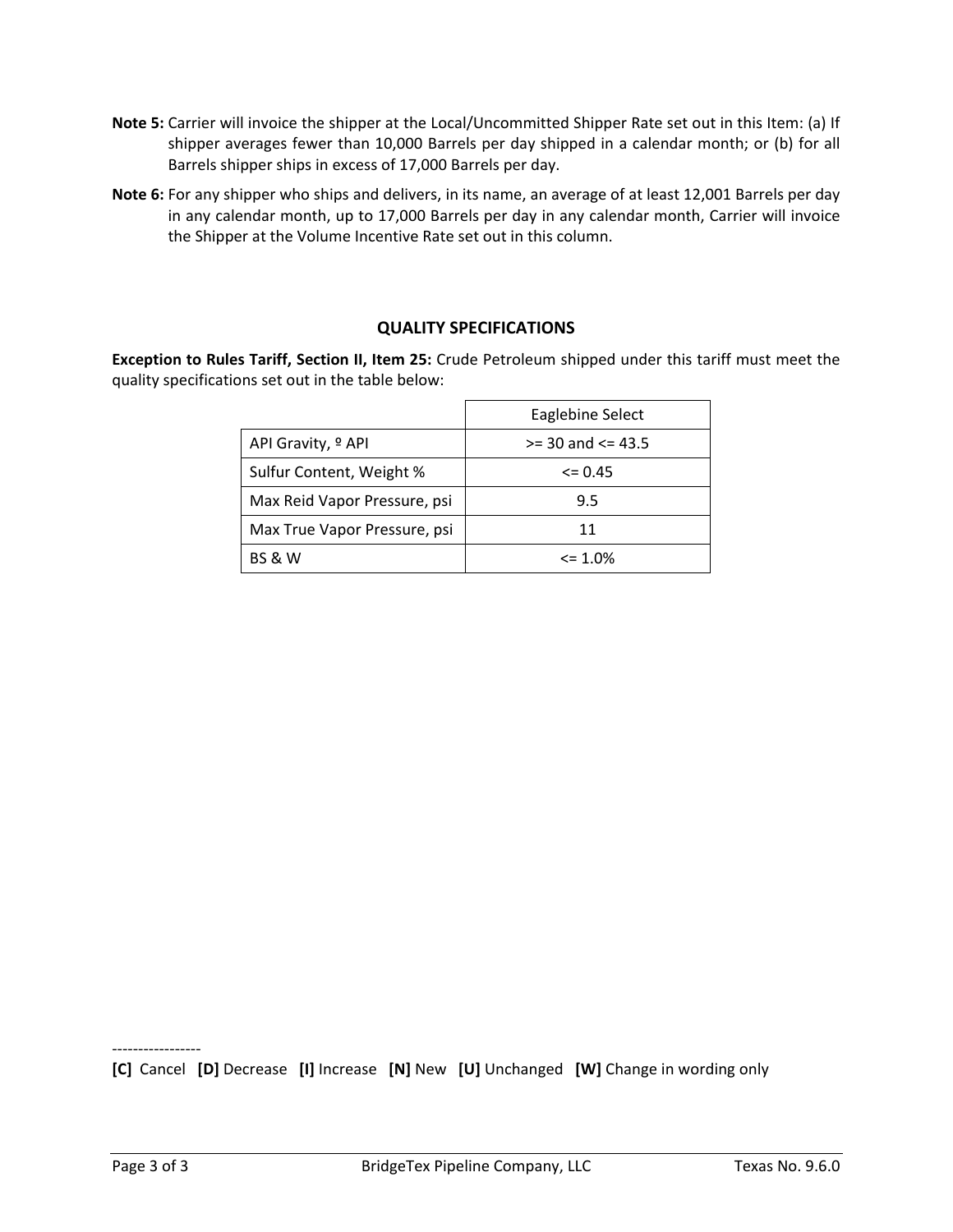**Note 5:** Carrier will invoice the shipper at the Local/Uncommitted Shipper Rate set out in this Item: (a) If shipper averages fewer than 10,000 Barrels per day shipped in a calendar month; or (b) for all Barrels shipper ships in excess of 17,000 Barrels per day.

**Note 6:** For any shipper who ships and delivers, in its name, an average of at least 12,001 Barrels per day in any calendar month, up to 17,000 Barrels per day in any calendar month, Carrier will invoice the Shipper at the Volume Incentive Rate set out in this column.

## QUALITY SPECIFICATIONS

**Exception to Rules Tariff, Section II, Item 25:** Crude Petroleum shipped under this tariff must meet the quality specifications set out in the table below:

| | Eaglebine Select |
|---|---|
| API Gravity, º API | >= 30 and <= 43.5 |
| Sulfur Content, Weight % | <= 0.45 |
| Max Reid Vapor Pressure, psi | 9.5 |
| Max True Vapor Pressure, psi | 11 |
| BS & W | <= 1.0% |

-----------------

**[C]** Cancel **[D]** Decrease **[I]** Increase **[N]** New **[U]** Unchanged **[W]** Change in wording only